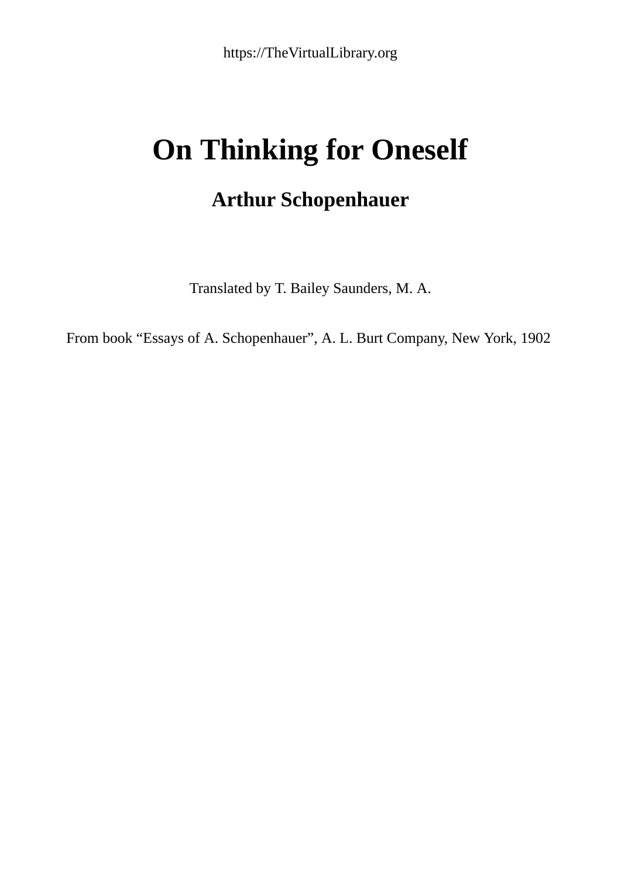https://TheVirtualLibrary.org

# On Thinking for Oneself

## Arthur Schopenhauer

Translated by T. Bailey Saunders, M. A.

From book “Essays of A. Schopenhauer”, A. L. Burt Company, New York, 1902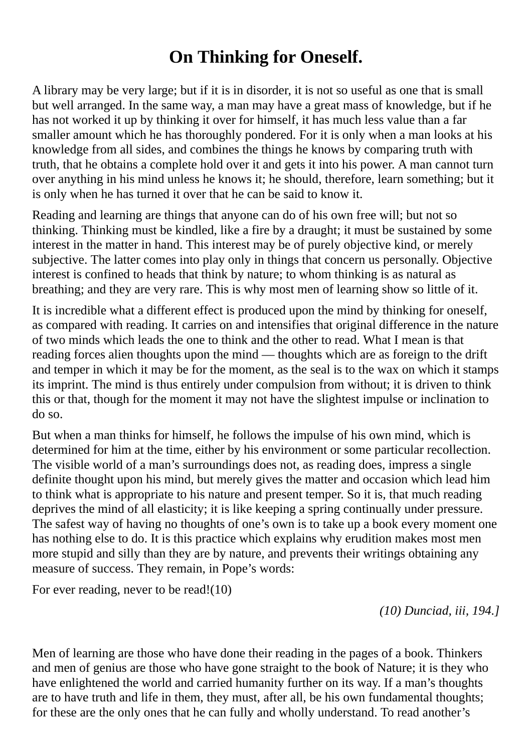# On Thinking for Oneself.

A library may be very large; but if it is in disorder, it is not so useful as one that is small but well arranged. In the same way, a man may have a great mass of knowledge, but if he has not worked it up by thinking it over for himself, it has much less value than a far smaller amount which he has thoroughly pondered. For it is only when a man looks at his knowledge from all sides, and combines the things he knows by comparing truth with truth, that he obtains a complete hold over it and gets it into his power. A man cannot turn over anything in his mind unless he knows it; he should, therefore, learn something; but it is only when he has turned it over that he can be said to know it.

Reading and learning are things that anyone can do of his own free will; but not so thinking. Thinking must be kindled, like a fire by a draught; it must be sustained by some interest in the matter in hand. This interest may be of purely objective kind, or merely subjective. The latter comes into play only in things that concern us personally. Objective interest is confined to heads that think by nature; to whom thinking is as natural as breathing; and they are very rare. This is why most men of learning show so little of it.

It is incredible what a different effect is produced upon the mind by thinking for oneself, as compared with reading. It carries on and intensifies that original difference in the nature of two minds which leads the one to think and the other to read. What I mean is that reading forces alien thoughts upon the mind — thoughts which are as foreign to the drift and temper in which it may be for the moment, as the seal is to the wax on which it stamps its imprint. The mind is thus entirely under compulsion from without; it is driven to think this or that, though for the moment it may not have the slightest impulse or inclination to do so.

But when a man thinks for himself, he follows the impulse of his own mind, which is determined for him at the time, either by his environment or some particular recollection. The visible world of a man's surroundings does not, as reading does, impress a single definite thought upon his mind, but merely gives the matter and occasion which lead him to think what is appropriate to his nature and present temper. So it is, that much reading deprives the mind of all elasticity; it is like keeping a spring continually under pressure. The safest way of having no thoughts of one's own is to take up a book every moment one has nothing else to do. It is this practice which explains why erudition makes most men more stupid and silly than they are by nature, and prevents their writings obtaining any measure of success. They remain, in Pope's words:

For ever reading, never to be read!(10)

*(10) Dunciad, iii, 194.]*

Men of learning are those who have done their reading in the pages of a book. Thinkers and men of genius are those who have gone straight to the book of Nature; it is they who have enlightened the world and carried humanity further on its way. If a man's thoughts are to have truth and life in them, they must, after all, be his own fundamental thoughts; for these are the only ones that he can fully and wholly understand. To read another's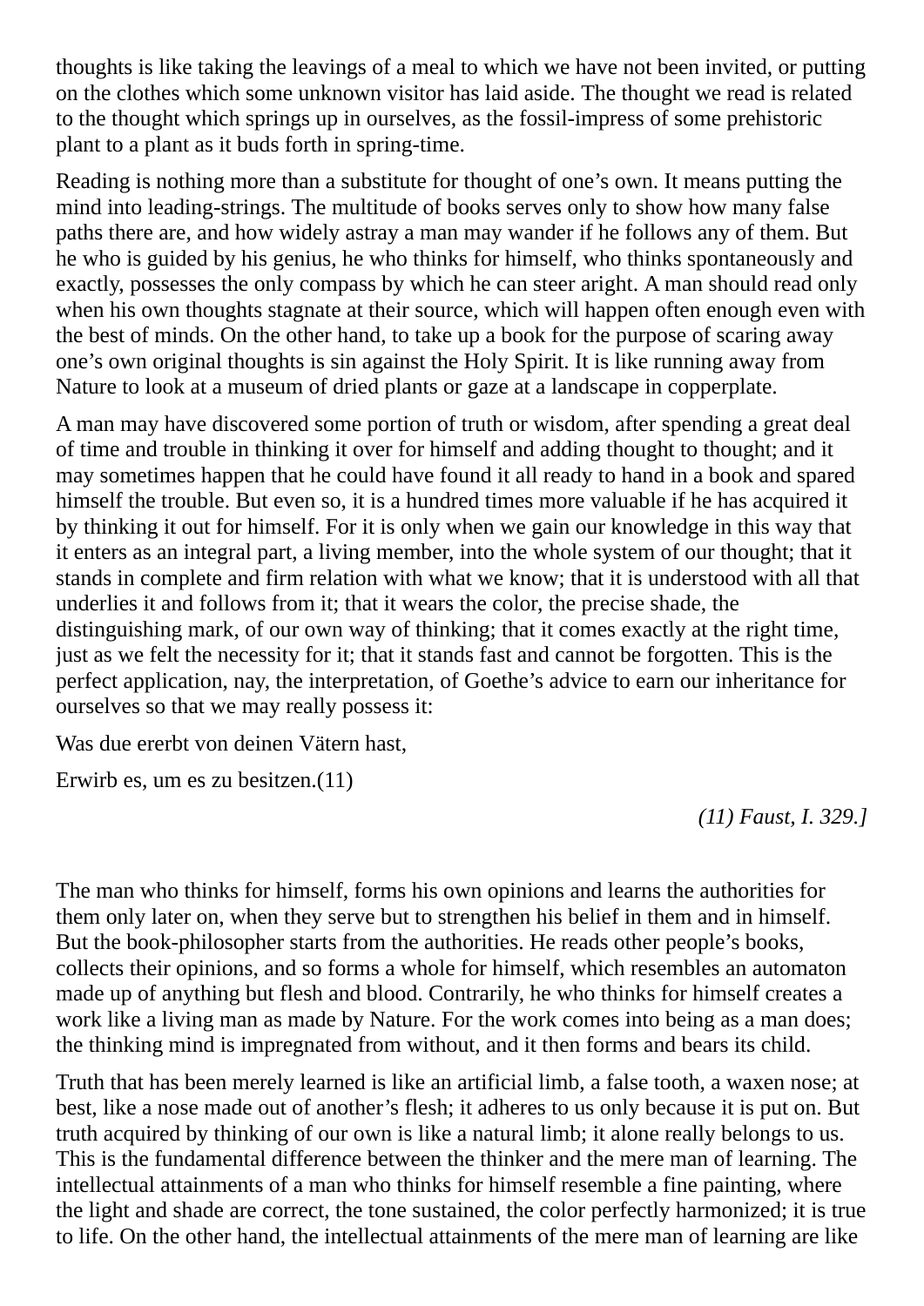thoughts is like taking the leavings of a meal to which we have not been invited, or putting on the clothes which some unknown visitor has laid aside. The thought we read is related to the thought which springs up in ourselves, as the fossil-impress of some prehistoric plant to a plant as it buds forth in spring-time.

Reading is nothing more than a substitute for thought of one’s own. It means putting the mind into leading-strings. The multitude of books serves only to show how many false paths there are, and how widely astray a man may wander if he follows any of them. But he who is guided by his genius, he who thinks for himself, who thinks spontaneously and exactly, possesses the only compass by which he can steer aright. A man should read only when his own thoughts stagnate at their source, which will happen often enough even with the best of minds. On the other hand, to take up a book for the purpose of scaring away one’s own original thoughts is sin against the Holy Spirit. It is like running away from Nature to look at a museum of dried plants or gaze at a landscape in copperplate.

A man may have discovered some portion of truth or wisdom, after spending a great deal of time and trouble in thinking it over for himself and adding thought to thought; and it may sometimes happen that he could have found it all ready to hand in a book and spared himself the trouble. But even so, it is a hundred times more valuable if he has acquired it by thinking it out for himself. For it is only when we gain our knowledge in this way that it enters as an integral part, a living member, into the whole system of our thought; that it stands in complete and firm relation with what we know; that it is understood with all that underlies it and follows from it; that it wears the color, the precise shade, the distinguishing mark, of our own way of thinking; that it comes exactly at the right time, just as we felt the necessity for it; that it stands fast and cannot be forgotten. This is the perfect application, nay, the interpretation, of Goethe’s advice to earn our inheritance for ourselves so that we may really possess it:

Was due ererbt von deinen Vätern hast,

Erwirb es, um es zu besitzen.(11)

*(11) Faust, I. 329.]*

The man who thinks for himself, forms his own opinions and learns the authorities for them only later on, when they serve but to strengthen his belief in them and in himself. But the book-philosopher starts from the authorities. He reads other people’s books, collects their opinions, and so forms a whole for himself, which resembles an automaton made up of anything but flesh and blood. Contrarily, he who thinks for himself creates a work like a living man as made by Nature. For the work comes into being as a man does; the thinking mind is impregnated from without, and it then forms and bears its child.

Truth that has been merely learned is like an artificial limb, a false tooth, a waxen nose; at best, like a nose made out of another’s flesh; it adheres to us only because it is put on. But truth acquired by thinking of our own is like a natural limb; it alone really belongs to us. This is the fundamental difference between the thinker and the mere man of learning. The intellectual attainments of a man who thinks for himself resemble a fine painting, where the light and shade are correct, the tone sustained, the color perfectly harmonized; it is true to life. On the other hand, the intellectual attainments of the mere man of learning are like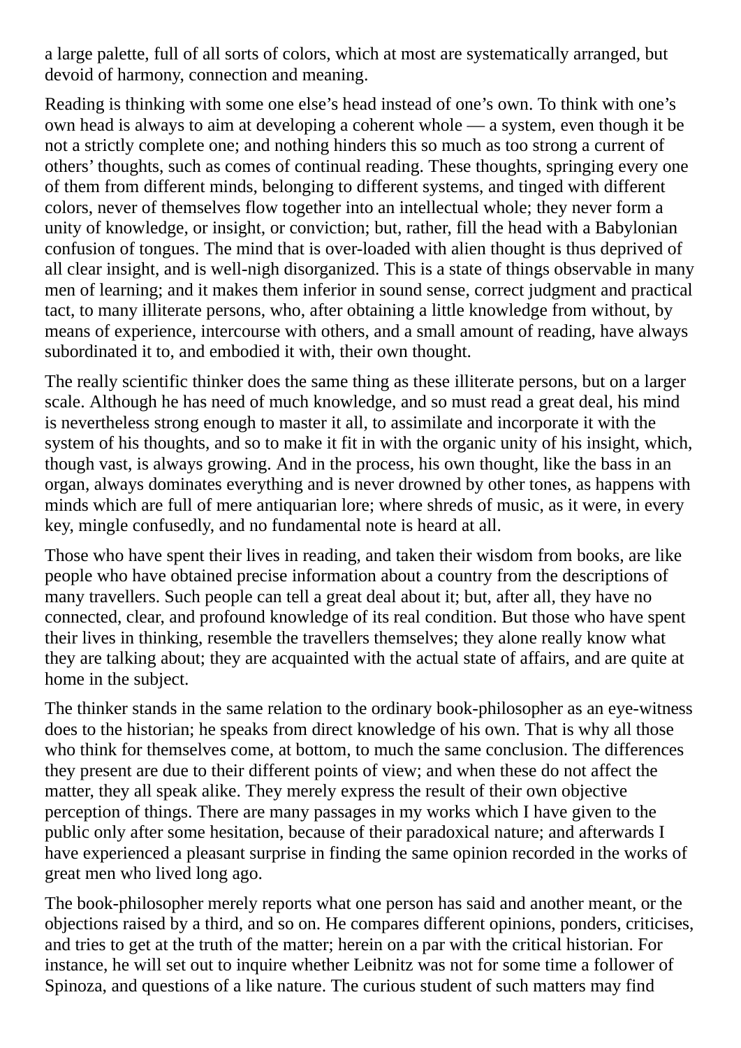a large palette, full of all sorts of colors, which at most are systematically arranged, but devoid of harmony, connection and meaning.

Reading is thinking with some one else's head instead of one's own. To think with one's own head is always to aim at developing a coherent whole — a system, even though it be not a strictly complete one; and nothing hinders this so much as too strong a current of others' thoughts, such as comes of continual reading. These thoughts, springing every one of them from different minds, belonging to different systems, and tinged with different colors, never of themselves flow together into an intellectual whole; they never form a unity of knowledge, or insight, or conviction; but, rather, fill the head with a Babylonian confusion of tongues. The mind that is over-loaded with alien thought is thus deprived of all clear insight, and is well-nigh disorganized. This is a state of things observable in many men of learning; and it makes them inferior in sound sense, correct judgment and practical tact, to many illiterate persons, who, after obtaining a little knowledge from without, by means of experience, intercourse with others, and a small amount of reading, have always subordinated it to, and embodied it with, their own thought.

The really scientific thinker does the same thing as these illiterate persons, but on a larger scale. Although he has need of much knowledge, and so must read a great deal, his mind is nevertheless strong enough to master it all, to assimilate and incorporate it with the system of his thoughts, and so to make it fit in with the organic unity of his insight, which, though vast, is always growing. And in the process, his own thought, like the bass in an organ, always dominates everything and is never drowned by other tones, as happens with minds which are full of mere antiquarian lore; where shreds of music, as it were, in every key, mingle confusedly, and no fundamental note is heard at all.

Those who have spent their lives in reading, and taken their wisdom from books, are like people who have obtained precise information about a country from the descriptions of many travellers. Such people can tell a great deal about it; but, after all, they have no connected, clear, and profound knowledge of its real condition. But those who have spent their lives in thinking, resemble the travellers themselves; they alone really know what they are talking about; they are acquainted with the actual state of affairs, and are quite at home in the subject.

The thinker stands in the same relation to the ordinary book-philosopher as an eye-witness does to the historian; he speaks from direct knowledge of his own. That is why all those who think for themselves come, at bottom, to much the same conclusion. The differences they present are due to their different points of view; and when these do not affect the matter, they all speak alike. They merely express the result of their own objective perception of things. There are many passages in my works which I have given to the public only after some hesitation, because of their paradoxical nature; and afterwards I have experienced a pleasant surprise in finding the same opinion recorded in the works of great men who lived long ago.

The book-philosopher merely reports what one person has said and another meant, or the objections raised by a third, and so on. He compares different opinions, ponders, criticises, and tries to get at the truth of the matter; herein on a par with the critical historian. For instance, he will set out to inquire whether Leibnitz was not for some time a follower of Spinoza, and questions of a like nature. The curious student of such matters may find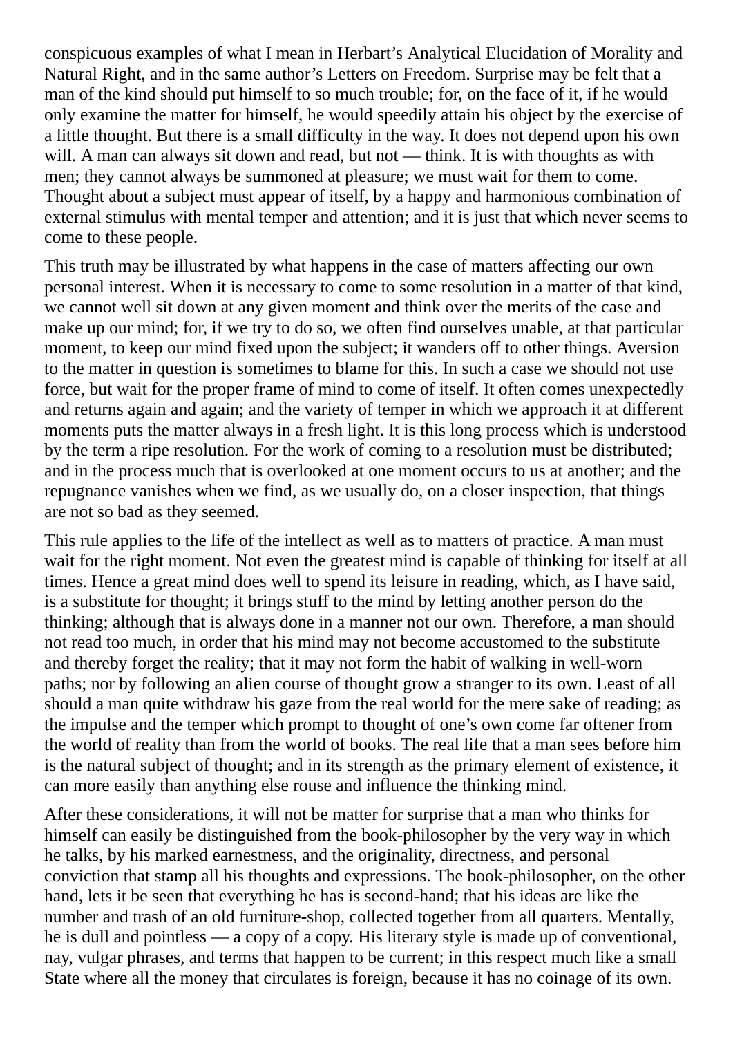conspicuous examples of what I mean in Herbart's Analytical Elucidation of Morality and Natural Right, and in the same author's Letters on Freedom. Surprise may be felt that a man of the kind should put himself to so much trouble; for, on the face of it, if he would only examine the matter for himself, he would speedily attain his object by the exercise of a little thought. But there is a small difficulty in the way. It does not depend upon his own will. A man can always sit down and read, but not — think. It is with thoughts as with men; they cannot always be summoned at pleasure; we must wait for them to come. Thought about a subject must appear of itself, by a happy and harmonious combination of external stimulus with mental temper and attention; and it is just that which never seems to come to these people.

This truth may be illustrated by what happens in the case of matters affecting our own personal interest. When it is necessary to come to some resolution in a matter of that kind, we cannot well sit down at any given moment and think over the merits of the case and make up our mind; for, if we try to do so, we often find ourselves unable, at that particular moment, to keep our mind fixed upon the subject; it wanders off to other things. Aversion to the matter in question is sometimes to blame for this. In such a case we should not use force, but wait for the proper frame of mind to come of itself. It often comes unexpectedly and returns again and again; and the variety of temper in which we approach it at different moments puts the matter always in a fresh light. It is this long process which is understood by the term a ripe resolution. For the work of coming to a resolution must be distributed; and in the process much that is overlooked at one moment occurs to us at another; and the repugnance vanishes when we find, as we usually do, on a closer inspection, that things are not so bad as they seemed.

This rule applies to the life of the intellect as well as to matters of practice. A man must wait for the right moment. Not even the greatest mind is capable of thinking for itself at all times. Hence a great mind does well to spend its leisure in reading, which, as I have said, is a substitute for thought; it brings stuff to the mind by letting another person do the thinking; although that is always done in a manner not our own. Therefore, a man should not read too much, in order that his mind may not become accustomed to the substitute and thereby forget the reality; that it may not form the habit of walking in well-worn paths; nor by following an alien course of thought grow a stranger to its own. Least of all should a man quite withdraw his gaze from the real world for the mere sake of reading; as the impulse and the temper which prompt to thought of one's own come far oftener from the world of reality than from the world of books. The real life that a man sees before him is the natural subject of thought; and in its strength as the primary element of existence, it can more easily than anything else rouse and influence the thinking mind.

After these considerations, it will not be matter for surprise that a man who thinks for himself can easily be distinguished from the book-philosopher by the very way in which he talks, by his marked earnestness, and the originality, directness, and personal conviction that stamp all his thoughts and expressions. The book-philosopher, on the other hand, lets it be seen that everything he has is second-hand; that his ideas are like the number and trash of an old furniture-shop, collected together from all quarters. Mentally, he is dull and pointless — a copy of a copy. His literary style is made up of conventional, nay, vulgar phrases, and terms that happen to be current; in this respect much like a small State where all the money that circulates is foreign, because it has no coinage of its own.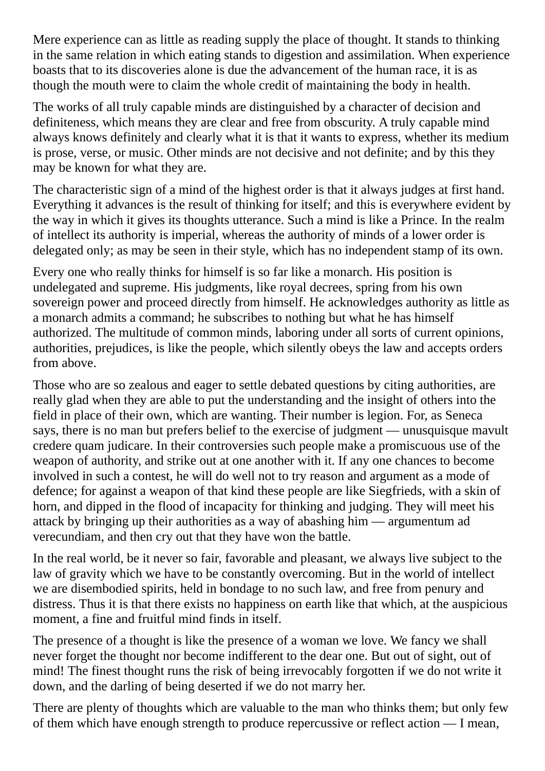Mere experience can as little as reading supply the place of thought. It stands to thinking in the same relation in which eating stands to digestion and assimilation. When experience boasts that to its discoveries alone is due the advancement of the human race, it is as though the mouth were to claim the whole credit of maintaining the body in health.

The works of all truly capable minds are distinguished by a character of decision and definiteness, which means they are clear and free from obscurity. A truly capable mind always knows definitely and clearly what it is that it wants to express, whether its medium is prose, verse, or music. Other minds are not decisive and not definite; and by this they may be known for what they are.

The characteristic sign of a mind of the highest order is that it always judges at first hand. Everything it advances is the result of thinking for itself; and this is everywhere evident by the way in which it gives its thoughts utterance. Such a mind is like a Prince. In the realm of intellect its authority is imperial, whereas the authority of minds of a lower order is delegated only; as may be seen in their style, which has no independent stamp of its own.

Every one who really thinks for himself is so far like a monarch. His position is undelegated and supreme. His judgments, like royal decrees, spring from his own sovereign power and proceed directly from himself. He acknowledges authority as little as a monarch admits a command; he subscribes to nothing but what he has himself authorized. The multitude of common minds, laboring under all sorts of current opinions, authorities, prejudices, is like the people, which silently obeys the law and accepts orders from above.

Those who are so zealous and eager to settle debated questions by citing authorities, are really glad when they are able to put the understanding and the insight of others into the field in place of their own, which are wanting. Their number is legion. For, as Seneca says, there is no man but prefers belief to the exercise of judgment — unusquisque mavult credere quam judicare. In their controversies such people make a promiscuous use of the weapon of authority, and strike out at one another with it. If any one chances to become involved in such a contest, he will do well not to try reason and argument as a mode of defence; for against a weapon of that kind these people are like Siegfrieds, with a skin of horn, and dipped in the flood of incapacity for thinking and judging. They will meet his attack by bringing up their authorities as a way of abashing him — argumentum ad verecundiam, and then cry out that they have won the battle.

In the real world, be it never so fair, favorable and pleasant, we always live subject to the law of gravity which we have to be constantly overcoming. But in the world of intellect we are disembodied spirits, held in bondage to no such law, and free from penury and distress. Thus it is that there exists no happiness on earth like that which, at the auspicious moment, a fine and fruitful mind finds in itself.

The presence of a thought is like the presence of a woman we love. We fancy we shall never forget the thought nor become indifferent to the dear one. But out of sight, out of mind! The finest thought runs the risk of being irrevocably forgotten if we do not write it down, and the darling of being deserted if we do not marry her.

There are plenty of thoughts which are valuable to the man who thinks them; but only few of them which have enough strength to produce repercussive or reflect action — I mean,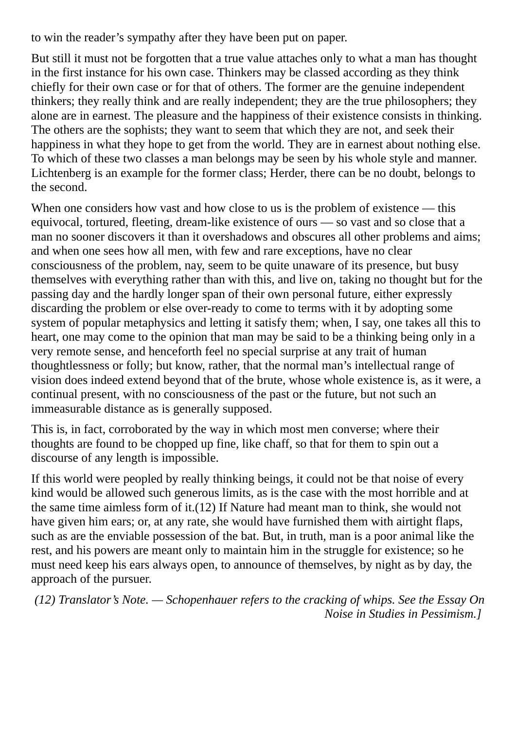to win the reader's sympathy after they have been put on paper.

But still it must not be forgotten that a true value attaches only to what a man has thought in the first instance for his own case. Thinkers may be classed according as they think chiefly for their own case or for that of others. The former are the genuine independent thinkers; they really think and are really independent; they are the true philosophers; they alone are in earnest. The pleasure and the happiness of their existence consists in thinking. The others are the sophists; they want to seem that which they are not, and seek their happiness in what they hope to get from the world. They are in earnest about nothing else. To which of these two classes a man belongs may be seen by his whole style and manner. Lichtenberg is an example for the former class; Herder, there can be no doubt, belongs to the second.

When one considers how vast and how close to us is the problem of existence — this equivocal, tortured, fleeting, dream-like existence of ours — so vast and so close that a man no sooner discovers it than it overshadows and obscures all other problems and aims; and when one sees how all men, with few and rare exceptions, have no clear consciousness of the problem, nay, seem to be quite unaware of its presence, but busy themselves with everything rather than with this, and live on, taking no thought but for the passing day and the hardly longer span of their own personal future, either expressly discarding the problem or else over-ready to come to terms with it by adopting some system of popular metaphysics and letting it satisfy them; when, I say, one takes all this to heart, one may come to the opinion that man may be said to be a thinking being only in a very remote sense, and henceforth feel no special surprise at any trait of human thoughtlessness or folly; but know, rather, that the normal man's intellectual range of vision does indeed extend beyond that of the brute, whose whole existence is, as it were, a continual present, with no consciousness of the past or the future, but not such an immeasurable distance as is generally supposed.

This is, in fact, corroborated by the way in which most men converse; where their thoughts are found to be chopped up fine, like chaff, so that for them to spin out a discourse of any length is impossible.

If this world were peopled by really thinking beings, it could not be that noise of every kind would be allowed such generous limits, as is the case with the most horrible and at the same time aimless form of it.(12) If Nature had meant man to think, she would not have given him ears; or, at any rate, she would have furnished them with airtight flaps, such as are the enviable possession of the bat. But, in truth, man is a poor animal like the rest, and his powers are meant only to maintain him in the struggle for existence; so he must need keep his ears always open, to announce of themselves, by night as by day, the approach of the pursuer.

*(12) Translator's Note. — Schopenhauer refers to the cracking of whips. See the Essay On Noise in Studies in Pessimism.]*